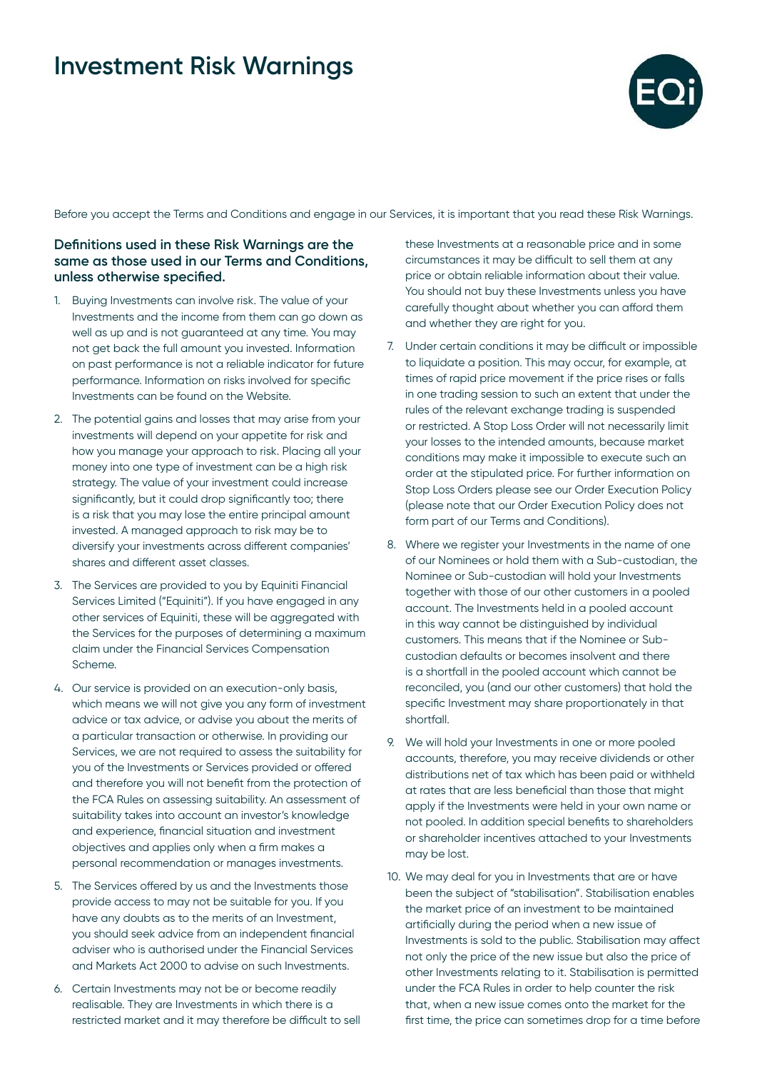# Investment Risk Warnings

Before you accept the Terms and Conditions and engage in our Services, it is important that you read these Risk Warnings.

**Definitions used in these Risk Warnings are the same as those used in our Terms and Conditions, unless otherwise specified.**

1. Buying Investments can involve risk. The value of your Investments and the income from them can go down as well as up and is not guaranteed at any time. You may not get back the full amount you invested. Information on past performance is not a reliable indicator for future performance. Information on risks involved for specific Investments can be found on the Website.

2. The potential gains and losses that may arise from your investments will depend on your appetite for risk and how you manage your approach to risk. Placing all your money into one type of investment can be a high risk strategy. The value of your investment could increase significantly, but it could drop significantly too; there is a risk that you may lose the entire principal amount invested. A managed approach to risk may be to diversify your investments across different companies' shares and different asset classes.

3. The Services are provided to you by Equiniti Financial Services Limited ("Equiniti"). If you have engaged in any other services of Equiniti, these will be aggregated with the Services for the purposes of determining a maximum claim under the Financial Services Compensation Scheme.

4. Our service is provided on an execution-only basis, which means we will not give you any form of investment advice or tax advice, or advise you about the merits of a particular transaction or otherwise. In providing our Services, we are not required to assess the suitability for you of the Investments or Services provided or offered and therefore you will not benefit from the protection of the FCA Rules on assessing suitability. An assessment of suitability takes into account an investor's knowledge and experience, financial situation and investment objectives and applies only when a firm makes a personal recommendation or manages investments.

5. The Services offered by us and the Investments those provide access to may not be suitable for you. If you have any doubts as to the merits of an Investment, you should seek advice from an independent financial adviser who is authorised under the Financial Services and Markets Act 2000 to advise on such Investments.

6. Certain Investments may not be or become readily realisable. They are Investments in which there is a restricted market and it may therefore be difficult to sell these Investments at a reasonable price and in some circumstances it may be difficult to sell them at any price or obtain reliable information about their value. You should not buy these Investments unless you have carefully thought about whether you can afford them and whether they are right for you.

7. Under certain conditions it may be difficult or impossible to liquidate a position. This may occur, for example, at times of rapid price movement if the price rises or falls in one trading session to such an extent that under the rules of the relevant exchange trading is suspended or restricted. A Stop Loss Order will not necessarily limit your losses to the intended amounts, because market conditions may make it impossible to execute such an order at the stipulated price. For further information on Stop Loss Orders please see our Order Execution Policy (please note that our Order Execution Policy does not form part of our Terms and Conditions).

8. Where we register your Investments in the name of one of our Nominees or hold them with a Sub-custodian, the Nominee or Sub-custodian will hold your Investments together with those of our other customers in a pooled account. The Investments held in a pooled account in this way cannot be distinguished by individual customers. This means that if the Nominee or Sub-custodian defaults or becomes insolvent and there is a shortfall in the pooled account which cannot be reconciled, you (and our other customers) that hold the specific Investment may share proportionately in that shortfall.

9. We will hold your Investments in one or more pooled accounts, therefore, you may receive dividends or other distributions net of tax which has been paid or withheld at rates that are less beneficial than those that might apply if the Investments were held in your own name or not pooled. In addition special benefits to shareholders or shareholder incentives attached to your Investments may be lost.

10. We may deal for you in Investments that are or have been the subject of "stabilisation". Stabilisation enables the market price of an investment to be maintained artificially during the period when a new issue of Investments is sold to the public. Stabilisation may affect not only the price of the new issue but also the price of other Investments relating to it. Stabilisation is permitted under the FCA Rules in order to help counter the risk that, when a new issue comes onto the market for the first time, the price can sometimes drop for a time before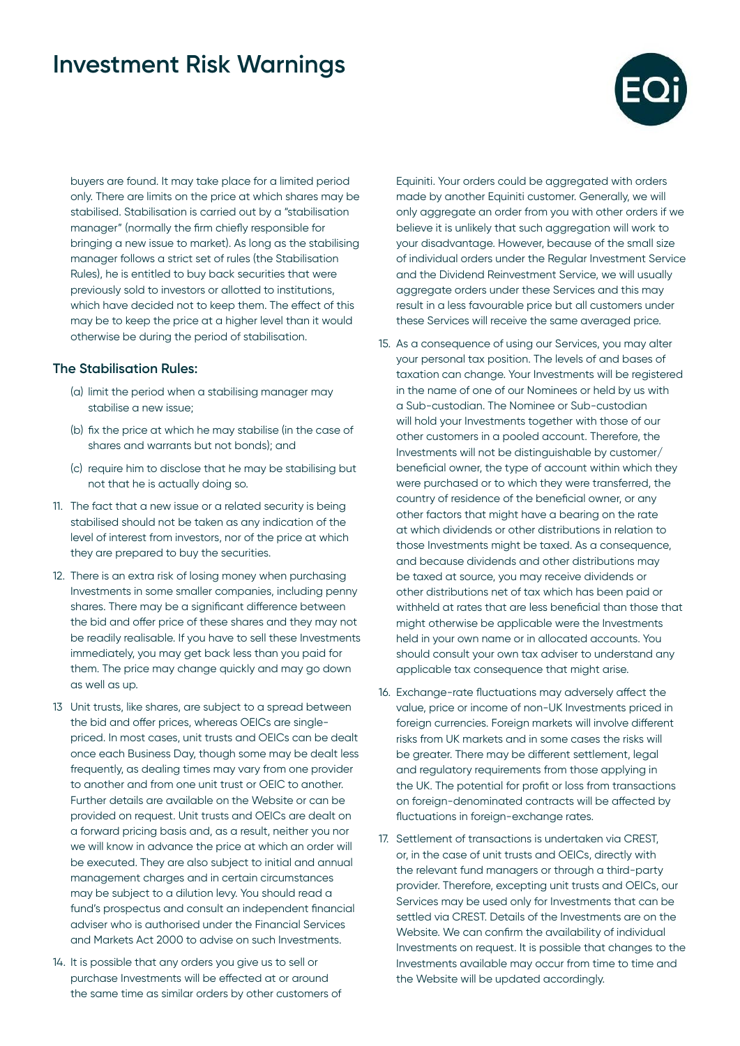buyers are found. It may take place for a limited period only. There are limits on the price at which shares may be stabilised. Stabilisation is carried out by a "stabilisation manager" (normally the firm chiefly responsible for bringing a new issue to market). As long as the stabilising manager follows a strict set of rules (the Stabilisation Rules), he is entitled to buy back securities that were previously sold to investors or allotted to institutions, which have decided not to keep them. The effect of this may be to keep the price at a higher level than it would otherwise be during the period of stabilisation.

### The Stabilisation Rules:

(a) limit the period when a stabilising manager may stabilise a new issue;

(b) fix the price at which he may stabilise (in the case of shares and warrants but not bonds); and

(c) require him to disclose that he may be stabilising but not that he is actually doing so.

11. The fact that a new issue or a related security is being stabilised should not be taken as any indication of the level of interest from investors, nor of the price at which they are prepared to buy the securities.

12. There is an extra risk of losing money when purchasing Investments in some smaller companies, including penny shares. There may be a significant difference between the bid and offer price of these shares and they may not be readily realisable. If you have to sell these Investments immediately, you may get back less than you paid for them. The price may change quickly and may go down as well as up.

13 Unit trusts, like shares, are subject to a spread between the bid and offer prices, whereas OEICs are single-priced. In most cases, unit trusts and OEICs can be dealt once each Business Day, though some may be dealt less frequently, as dealing times may vary from one provider to another and from one unit trust or OEIC to another. Further details are available on the Website or can be provided on request. Unit trusts and OEICs are dealt on a forward pricing basis and, as a result, neither you nor we will know in advance the price at which an order will be executed. They are also subject to initial and annual management charges and in certain circumstances may be subject to a dilution levy. You should read a fund's prospectus and consult an independent financial adviser who is authorised under the Financial Services and Markets Act 2000 to advise on such Investments.

14. It is possible that any orders you give us to sell or purchase Investments will be effected at or around the same time as similar orders by other customers of Equiniti. Your orders could be aggregated with orders made by another Equiniti customer. Generally, we will only aggregate an order from you with other orders if we believe it is unlikely that such aggregation will work to your disadvantage. However, because of the small size of individual orders under the Regular Investment Service and the Dividend Reinvestment Service, we will usually aggregate orders under these Services and this may result in a less favourable price but all customers under these Services will receive the same averaged price.

15. As a consequence of using our Services, you may alter your personal tax position. The levels of and bases of taxation can change. Your Investments will be registered in the name of one of our Nominees or held by us with a Sub-custodian. The Nominee or Sub-custodian will hold your Investments together with those of our other customers in a pooled account. Therefore, the Investments will not be distinguishable by customer/beneficial owner, the type of account within which they were purchased or to which they were transferred, the country of residence of the beneficial owner, or any other factors that might have a bearing on the rate at which dividends or other distributions in relation to those Investments might be taxed. As a consequence, and because dividends and other distributions may be taxed at source, you may receive dividends or other distributions net of tax which has been paid or withheld at rates that are less beneficial than those that might otherwise be applicable were the Investments held in your own name or in allocated accounts. You should consult your own tax adviser to understand any applicable tax consequence that might arise.

16. Exchange-rate fluctuations may adversely affect the value, price or income of non-UK Investments priced in foreign currencies. Foreign markets will involve different risks from UK markets and in some cases the risks will be greater. There may be different settlement, legal and regulatory requirements from those applying in the UK. The potential for profit or loss from transactions on foreign-denominated contracts will be affected by fluctuations in foreign-exchange rates.

17. Settlement of transactions is undertaken via CREST, or, in the case of unit trusts and OEICs, directly with the relevant fund managers or through a third-party provider. Therefore, excepting unit trusts and OEICs, our Services may be used only for Investments that can be settled via CREST. Details of the Investments are on the Website. We can confirm the availability of individual Investments on request. It is possible that changes to the Investments available may occur from time to time and the Website will be updated accordingly.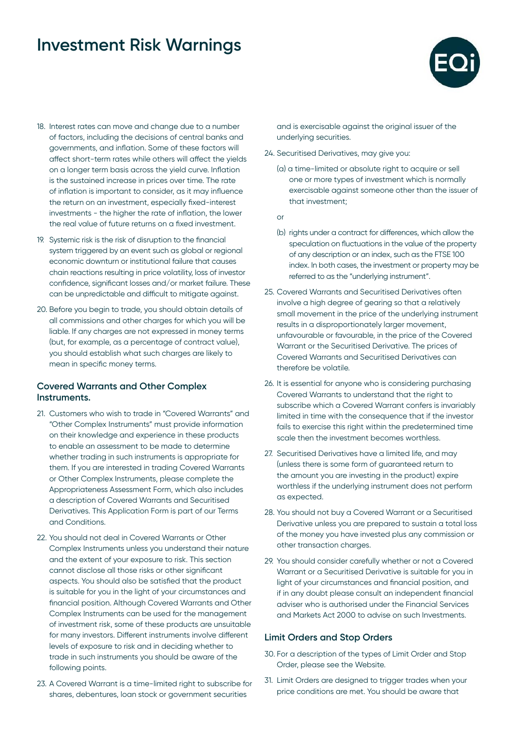# Investment Risk Warnings

18. Interest rates can move and change due to a number of factors, including the decisions of central banks and governments, and inflation. Some of these factors will affect short-term rates while others will affect the yields on a longer term basis across the yield curve. Inflation is the sustained increase in prices over time. The rate of inflation is important to consider, as it may influence the return on an investment, especially fixed-interest investments - the higher the rate of inflation, the lower the real value of future returns on a fixed investment.

19. Systemic risk is the risk of disruption to the financial system triggered by an event such as global or regional economic downturn or institutional failure that causes chain reactions resulting in price volatility, loss of investor confidence, significant losses and/or market failure. These can be unpredictable and difficult to mitigate against.

20. Before you begin to trade, you should obtain details of all commissions and other charges for which you will be liable. If any charges are not expressed in money terms (but, for example, as a percentage of contract value), you should establish what such charges are likely to mean in specific money terms.

## Covered Warrants and Other Complex Instruments.

21. Customers who wish to trade in "Covered Warrants" and "Other Complex Instruments" must provide information on their knowledge and experience in these products to enable an assessment to be made to determine whether trading in such instruments is appropriate for them. If you are interested in trading Covered Warrants or Other Complex Instruments, please complete the Appropriateness Assessment Form, which also includes a description of Covered Warrants and Securitised Derivatives. This Application Form is part of our Terms and Conditions.

22. You should not deal in Covered Warrants or Other Complex Instruments unless you understand their nature and the extent of your exposure to risk. This section cannot disclose all those risks or other significant aspects. You should also be satisfied that the product is suitable for you in the light of your circumstances and financial position. Although Covered Warrants and Other Complex Instruments can be used for the management of investment risk, some of these products are unsuitable for many investors. Different instruments involve different levels of exposure to risk and in deciding whether to trade in such instruments you should be aware of the following points.

23. A Covered Warrant is a time-limited right to subscribe for shares, debentures, loan stock or government securities and is exercisable against the original issuer of the underlying securities.

24. Securitised Derivatives, may give you:

    (a) a time-limited or absolute right to acquire or sell one or more types of investment which is normally exercisable against someone other than the issuer of that investment;

    or

    (b) rights under a contract for differences, which allow the speculation on fluctuations in the value of the property of any description or an index, such as the FTSE 100 index. In both cases, the investment or property may be referred to as the "underlying instrument".

25. Covered Warrants and Securitised Derivatives often involve a high degree of gearing so that a relatively small movement in the price of the underlying instrument results in a disproportionately larger movement, unfavourable or favourable, in the price of the Covered Warrant or the Securitised Derivative. The prices of Covered Warrants and Securitised Derivatives can therefore be volatile.

26. It is essential for anyone who is considering purchasing Covered Warrants to understand that the right to subscribe which a Covered Warrant confers is invariably limited in time with the consequence that if the investor fails to exercise this right within the predetermined time scale then the investment becomes worthless.

27. Securitised Derivatives have a limited life, and may (unless there is some form of guaranteed return to the amount you are investing in the product) expire worthless if the underlying instrument does not perform as expected.

28. You should not buy a Covered Warrant or a Securitised Derivative unless you are prepared to sustain a total loss of the money you have invested plus any commission or other transaction charges.

29. You should consider carefully whether or not a Covered Warrant or a Securitised Derivative is suitable for you in light of your circumstances and financial position, and if in any doubt please consult an independent financial adviser who is authorised under the Financial Services and Markets Act 2000 to advise on such Investments.

## Limit Orders and Stop Orders

30. For a description of the types of Limit Order and Stop Order, please see the Website.

31. Limit Orders are designed to trigger trades when your price conditions are met. You should be aware that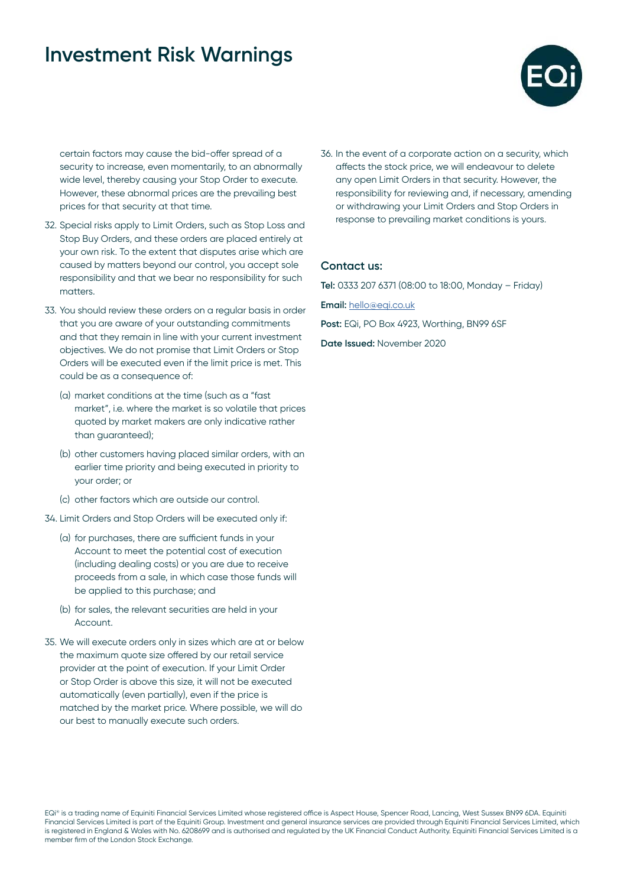# Investment Risk Warnings

certain factors may cause the bid-offer spread of a security to increase, even momentarily, to an abnormally wide level, thereby causing your Stop Order to execute. However, these abnormal prices are the prevailing best prices for that security at that time.

32. Special risks apply to Limit Orders, such as Stop Loss and Stop Buy Orders, and these orders are placed entirely at your own risk. To the extent that disputes arise which are caused by matters beyond our control, you accept sole responsibility and that we bear no responsibility for such matters.

33. You should review these orders on a regular basis in order that you are aware of your outstanding commitments and that they remain in line with your current investment objectives. We do not promise that Limit Orders or Stop Orders will be executed even if the limit price is met. This could be as a consequence of:

    (a) market conditions at the time (such as a "fast market", i.e. where the market is so volatile that prices quoted by market makers are only indicative rather than guaranteed);

    (b) other customers having placed similar orders, with an earlier time priority and being executed in priority to your order; or

    (c) other factors which are outside our control.

34. Limit Orders and Stop Orders will be executed only if:

    (a) for purchases, there are sufficient funds in your Account to meet the potential cost of execution (including dealing costs) or you are due to receive proceeds from a sale, in which case those funds will be applied to this purchase; and

    (b) for sales, the relevant securities are held in your Account.

35. We will execute orders only in sizes which are at or below the maximum quote size offered by our retail service provider at the point of execution. If your Limit Order or Stop Order is above this size, it will not be executed automatically (even partially), even if the price is matched by the market price. Where possible, we will do our best to manually execute such orders.

36. In the event of a corporate action on a security, which affects the stock price, we will endeavour to delete any open Limit Orders in that security. However, the responsibility for reviewing and, if necessary, amending or withdrawing your Limit Orders and Stop Orders in response to prevailing market conditions is yours.

## Contact us:

**Tel:** 0333 207 6371 (08:00 to 18:00, Monday – Friday)

**Email:** hello@eqi.co.uk

**Post:** EQi, PO Box 4923, Worthing, BN99 6SF

**Date Issued:** November 2020

EQi® is a trading name of Equiniti Financial Services Limited whose registered office is Aspect House, Spencer Road, Lancing, West Sussex BN99 6DA. Equiniti Financial Services Limited is part of the Equiniti Group. Investment and general insurance services are provided through Equiniti Financial Services Limited, which is registered in England & Wales with No. 6208699 and is authorised and regulated by the UK Financial Conduct Authority. Equiniti Financial Services Limited is a member firm of the London Stock Exchange.